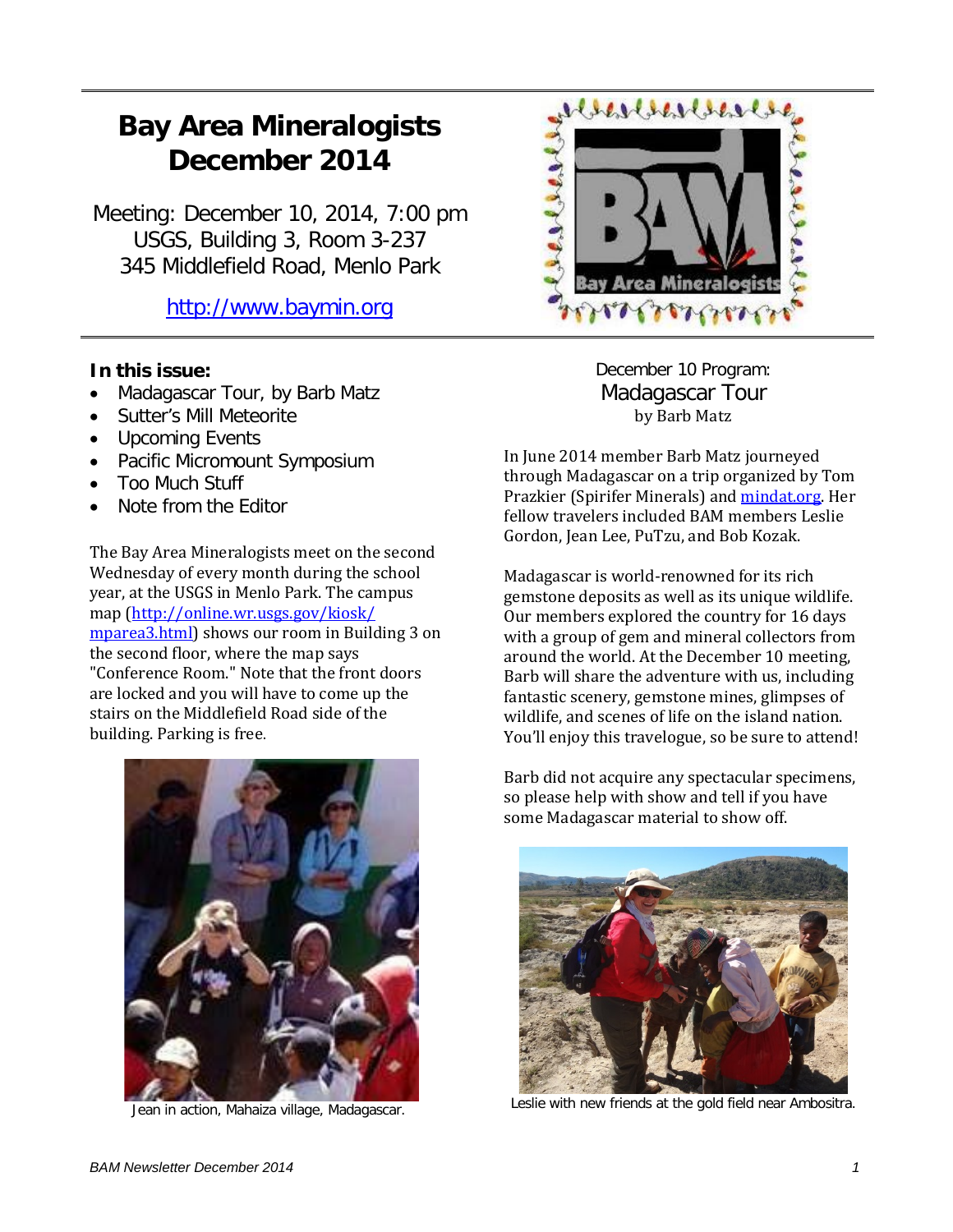# Bay Area Mineralogists December 2014

Meeting: December 10, 2014, 7:00 pm
USGS, Building 3, Room 3-237
345 Middlefield Road, Menlo Park

http://www.baymin.org

**In this issue:**

- Madagascar Tour, by Barb Matz
- Sutter's Mill Meteorite
- Upcoming Events
- Pacific Micromount Symposium
- Too Much Stuff
- Note from the Editor

The Bay Area Mineralogists meet on the second Wednesday of every month during the school year, at the USGS in Menlo Park. The campus map (http://online.wr.usgs.gov/kiosk/mparea3.html) shows our room in Building 3 on the second floor, where the map says "Conference Room." Note that the front doors are locked and you will have to come up the stairs on the Middlefield Road side of the building. Parking is free.

Jean in action, Mahaiza village, Madagascar.

December 10 Program:

## Madagascar Tour

by Barb Matz

In June 2014 member Barb Matz journeyed through Madagascar on a trip organized by Tom Prazkier (Spirifer Minerals) and mindat.org. Her fellow travelers included BAM members Leslie Gordon, Jean Lee, PuTzu, and Bob Kozak.

Madagascar is world-renowned for its rich gemstone deposits as well as its unique wildlife. Our members explored the country for 16 days with a group of gem and mineral collectors from around the world. At the December 10 meeting, Barb will share the adventure with us, including fantastic scenery, gemstone mines, glimpses of wildlife, and scenes of life on the island nation. You'll enjoy this travelogue, so be sure to attend!

Barb did not acquire any spectacular specimens, so please help with show and tell if you have some Madagascar material to show off.

Leslie with new friends at the gold field near Ambositra.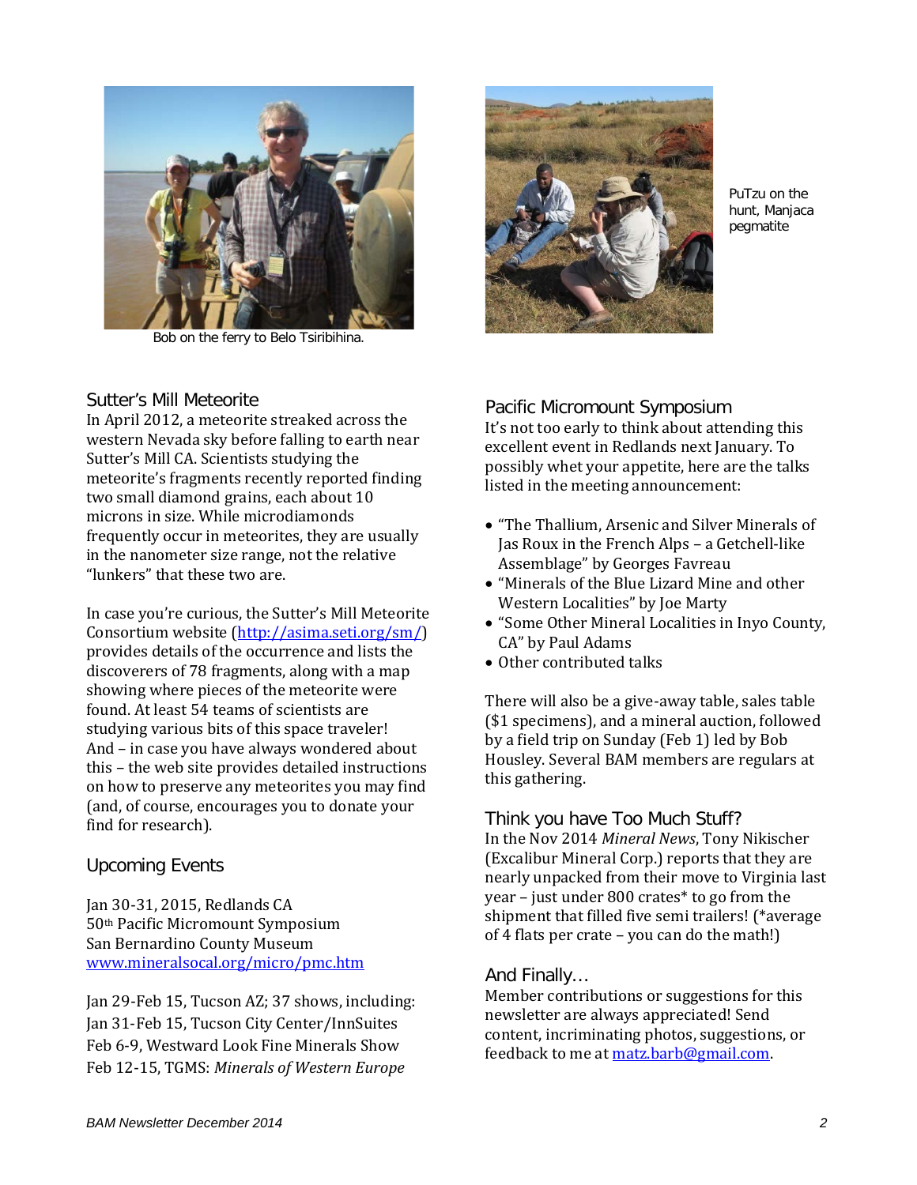Bob on the ferry to Belo Tsiribihina.

PuTzu on the hunt, Manjaca pegmatite

## Sutter's Mill Meteorite

In April 2012, a meteorite streaked across the western Nevada sky before falling to earth near Sutter's Mill CA. Scientists studying the meteorite's fragments recently reported finding two small diamond grains, each about 10 microns in size. While microdiamonds frequently occur in meteorites, they are usually in the nanometer size range, not the relative "lunkers" that these two are.

In case you're curious, the Sutter's Mill Meteorite Consortium website (http://asima.seti.org/sm/) provides details of the occurrence and lists the discoverers of 78 fragments, along with a map showing where pieces of the meteorite were found. At least 54 teams of scientists are studying various bits of this space traveler! And – in case you have always wondered about this – the web site provides detailed instructions on how to preserve any meteorites you may find (and, of course, encourages you to donate your find for research).

## Upcoming Events

Jan 30-31, 2015, Redlands CA
50th Pacific Micromount Symposium
San Bernardino County Museum
www.mineralsocal.org/micro/pmc.htm

Jan 29-Feb 15, Tucson AZ; 37 shows, including:
Jan 31-Feb 15, Tucson City Center/InnSuites
Feb 6-9, Westward Look Fine Minerals Show
Feb 12-15, TGMS: *Minerals of Western Europe*

## Pacific Micromount Symposium

It's not too early to think about attending this excellent event in Redlands next January. To possibly whet your appetite, here are the talks listed in the meeting announcement:

- "The Thallium, Arsenic and Silver Minerals of Jas Roux in the French Alps – a Getchell-like Assemblage" by Georges Favreau
- "Minerals of the Blue Lizard Mine and other Western Localities" by Joe Marty
- "Some Other Mineral Localities in Inyo County, CA" by Paul Adams
- Other contributed talks

There will also be a give-away table, sales table ($1 specimens), and a mineral auction, followed by a field trip on Sunday (Feb 1) led by Bob Housley. Several BAM members are regulars at this gathering.

## Think you have Too Much Stuff?

In the Nov 2014 *Mineral News*, Tony Nikischer (Excalibur Mineral Corp.) reports that they are nearly unpacked from their move to Virginia last year – just under 800 crates* to go from the shipment that filled five semi trailers! (*average of 4 flats per crate – you can do the math!)

## And Finally…

Member contributions or suggestions for this newsletter are always appreciated! Send content, incriminating photos, suggestions, or feedback to me at matz.barb@gmail.com.